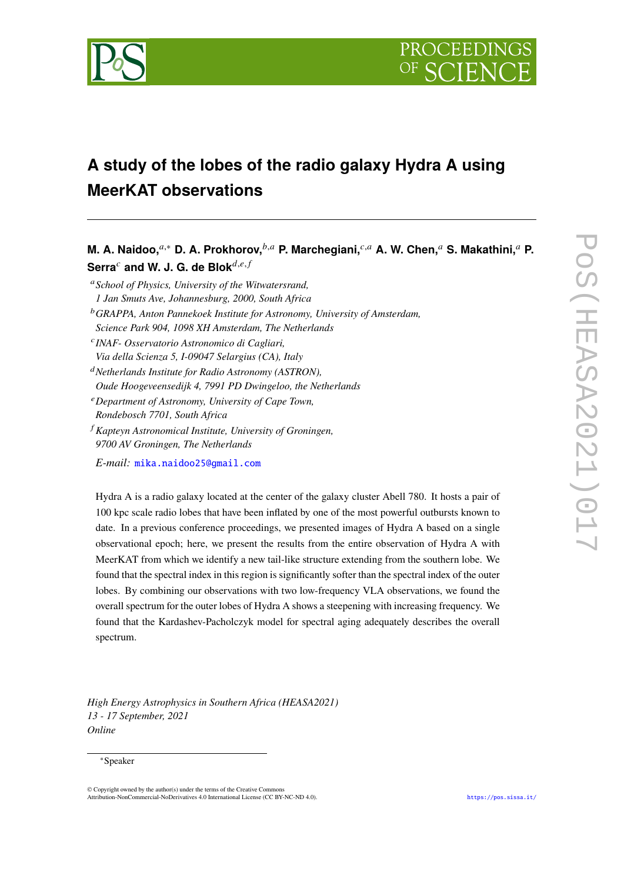# A study of the lobes of the radio galaxy Hydra A using MeerKAT observations

**M. A. Naidoo,[a,*] D. A. Prokhorov,[b,a] P. Marchegiani,[c,a] A. W. Chen,[a] S. Makathini,[a] P. Serra[c] and W. J. G. de Blok[d,e,f]**

[a] *School of Physics, University of the Witwatersrand, 1 Jan Smuts Ave, Johannesburg, 2000, South Africa*

[b] *GRAPPA, Anton Pannekoek Institute for Astronomy, University of Amsterdam, Science Park 904, 1098 XH Amsterdam, The Netherlands*

[c] *INAF- Osservatorio Astronomico di Cagliari, Via della Scienza 5, I-09047 Selargius (CA), Italy*

[d] *Netherlands Institute for Radio Astronomy (ASTRON), Oude Hoogeveensedijk 4, 7991 PD Dwingeloo, the Netherlands*

[e] *Department of Astronomy, University of Cape Town, Rondebosch 7701, South Africa*

[f] *Kapteyn Astronomical Institute, University of Groningen, 9700 AV Groningen, The Netherlands*

*E-mail:* mika.naidoo25@gmail.com

Hydra A is a radio galaxy located at the center of the galaxy cluster Abell 780. It hosts a pair of 100 kpc scale radio lobes that have been inflated by one of the most powerful outbursts known to date. In a previous conference proceedings, we presented images of Hydra A based on a single observational epoch; here, we present the results from the entire observation of Hydra A with MeerKAT from which we identify a new tail-like structure extending from the southern lobe. We found that the spectral index in this region is significantly softer than the spectral index of the outer lobes. By combining our observations with two low-frequency VLA observations, we found the overall spectrum for the outer lobes of Hydra A shows a steepening with increasing frequency. We found that the Kardashev-Pacholczyk model for spectral aging adequately describes the overall spectrum.

*High Energy Astrophysics in Southern Africa (HEASA2021)*
*13 - 17 September, 2021*
*Online*

*Speaker

© Copyright owned by the author(s) under the terms of the Creative Commons Attribution-NonCommercial-NoDerivatives 4.0 International License (CC BY-NC-ND 4.0).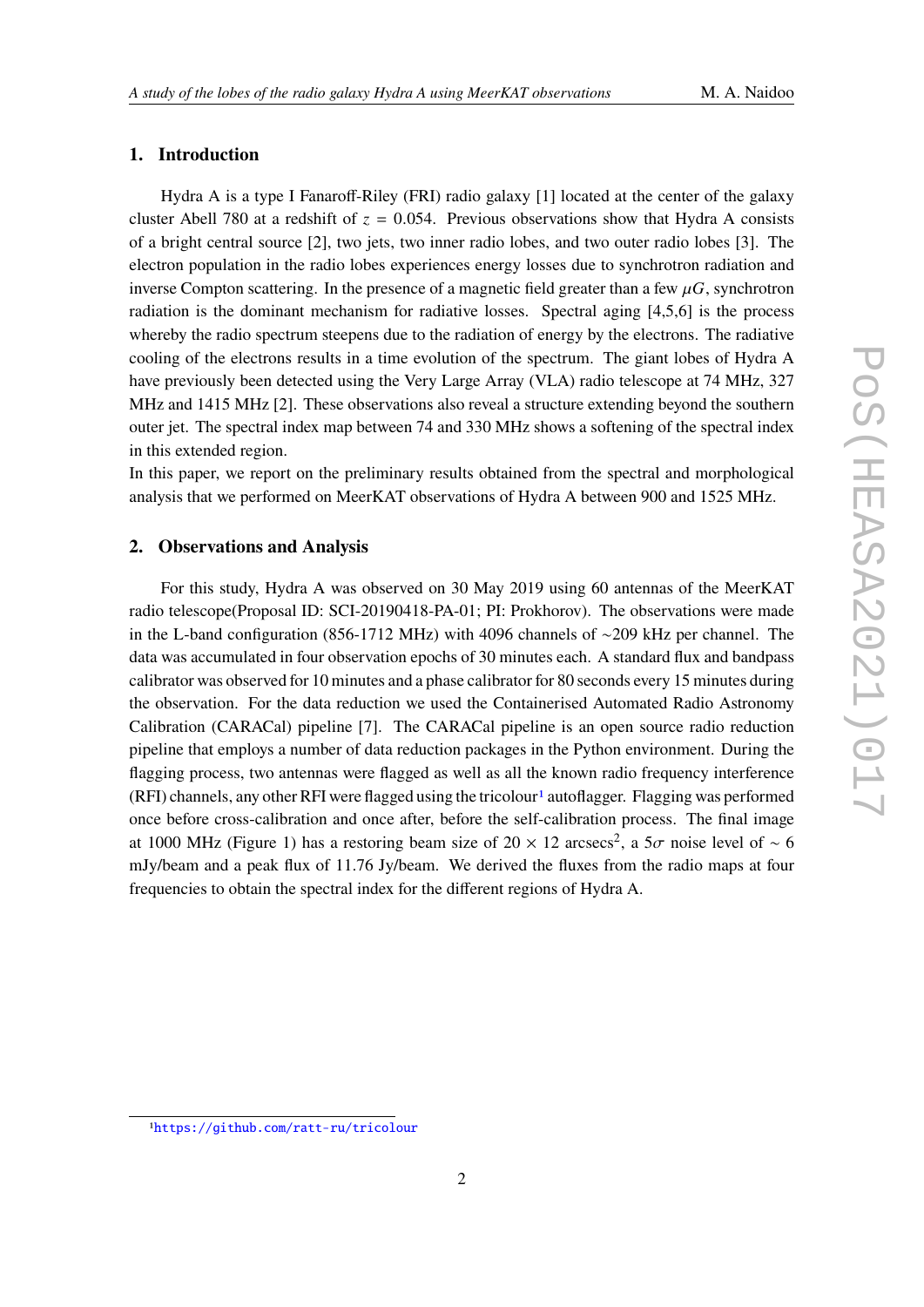## 1. Introduction

Hydra A is a type I Fanaroff-Riley (FRI) radio galaxy [1] located at the center of the galaxy cluster Abell 780 at a redshift of $z = 0.054$. Previous observations show that Hydra A consists of a bright central source [2], two jets, two inner radio lobes, and two outer radio lobes [3]. The electron population in the radio lobes experiences energy losses due to synchrotron radiation and inverse Compton scattering. In the presence of a magnetic field greater than a few $\mu G$, synchrotron radiation is the dominant mechanism for radiative losses. Spectral aging [4,5,6] is the process whereby the radio spectrum steepens due to the radiation of energy by the electrons. The radiative cooling of the electrons results in a time evolution of the spectrum. The giant lobes of Hydra A have previously been detected using the Very Large Array (VLA) radio telescope at 74 MHz, 327 MHz and 1415 MHz [2]. These observations also reveal a structure extending beyond the southern outer jet. The spectral index map between 74 and 330 MHz shows a softening of the spectral index in this extended region.

In this paper, we report on the preliminary results obtained from the spectral and morphological analysis that we performed on MeerKAT observations of Hydra A between 900 and 1525 MHz.

## 2. Observations and Analysis

For this study, Hydra A was observed on 30 May 2019 using 60 antennas of the MeerKAT radio telescope(Proposal ID: SCI-20190418-PA-01; PI: Prokhorov). The observations were made in the L-band configuration (856-1712 MHz) with 4096 channels of ~209 kHz per channel. The data was accumulated in four observation epochs of 30 minutes each. A standard flux and bandpass calibrator was observed for 10 minutes and a phase calibrator for 80 seconds every 15 minutes during the observation. For the data reduction we used the Containerised Automated Radio Astronomy Calibration (CARACal) pipeline [7]. The CARACal pipeline is an open source radio reduction pipeline that employs a number of data reduction packages in the Python environment. During the flagging process, two antennas were flagged as well as all the known radio frequency interference (RFI) channels, any other RFI were flagged using the tricolour[1] autoflagger. Flagging was performed once before cross-calibration and once after, before the self-calibration process. The final image at 1000 MHz (Figure 1) has a restoring beam size of $20 \times 12$ arcsecs$^2$, a $5\sigma$ noise level of $\sim 6$ mJy/beam and a peak flux of 11.76 Jy/beam. We derived the fluxes from the radio maps at four frequencies to obtain the spectral index for the different regions of Hydra A.

[1] https://github.com/ratt-ru/tricolour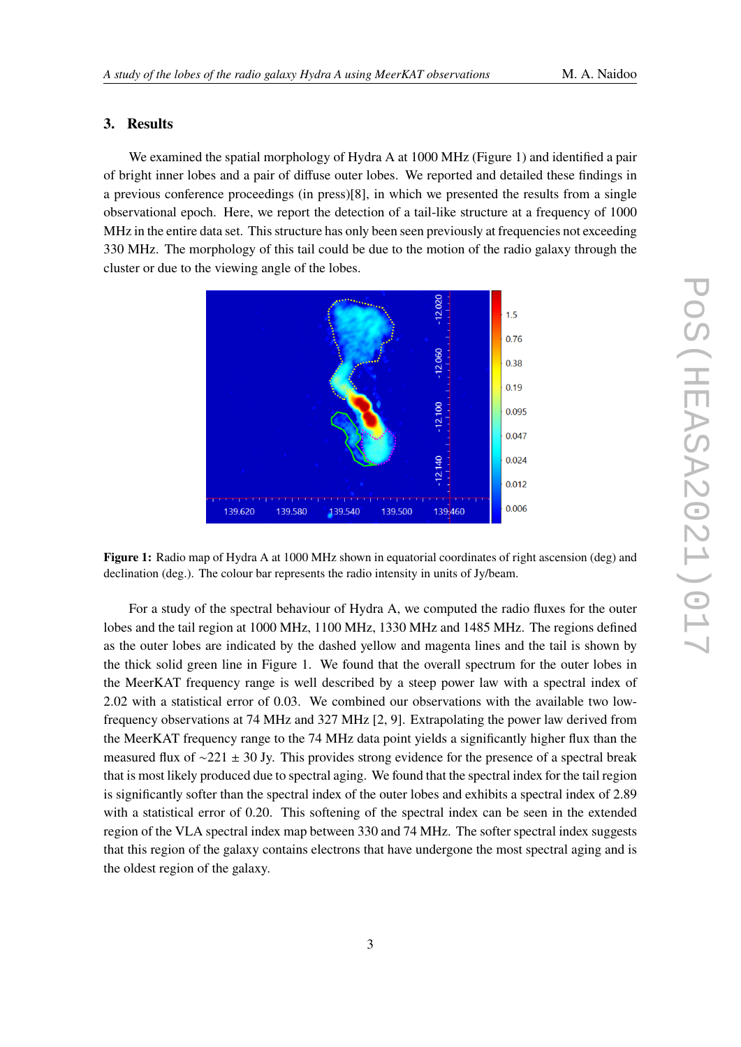## 3. Results

We examined the spatial morphology of Hydra A at 1000 MHz (Figure 1) and identified a pair of bright inner lobes and a pair of diffuse outer lobes. We reported and detailed these findings in a previous conference proceedings (in press)[8], in which we presented the results from a single observational epoch. Here, we report the detection of a tail-like structure at a frequency of 1000 MHz in the entire data set. This structure has only been seen previously at frequencies not exceeding 330 MHz. The morphology of this tail could be due to the motion of the radio galaxy through the cluster or due to the viewing angle of the lobes.

**Figure 1:** Radio map of Hydra A at 1000 MHz shown in equatorial coordinates of right ascension (deg) and declination (deg.). The colour bar represents the radio intensity in units of Jy/beam.

For a study of the spectral behaviour of Hydra A, we computed the radio fluxes for the outer lobes and the tail region at 1000 MHz, 1100 MHz, 1330 MHz and 1485 MHz. The regions defined as the outer lobes are indicated by the dashed yellow and magenta lines and the tail is shown by the thick solid green line in Figure 1. We found that the overall spectrum for the outer lobes in the MeerKAT frequency range is well described by a steep power law with a spectral index of 2.02 with a statistical error of 0.03. We combined our observations with the available two low-frequency observations at 74 MHz and 327 MHz [2, 9]. Extrapolating the power law derived from the MeerKAT frequency range to the 74 MHz data point yields a significantly higher flux than the measured flux of $\sim$221 $\pm$ 30 Jy. This provides strong evidence for the presence of a spectral break that is most likely produced due to spectral aging. We found that the spectral index for the tail region is significantly softer than the spectral index of the outer lobes and exhibits a spectral index of 2.89 with a statistical error of 0.20. This softening of the spectral index can be seen in the extended region of the VLA spectral index map between 330 and 74 MHz. The softer spectral index suggests that this region of the galaxy contains electrons that have undergone the most spectral aging and is the oldest region of the galaxy.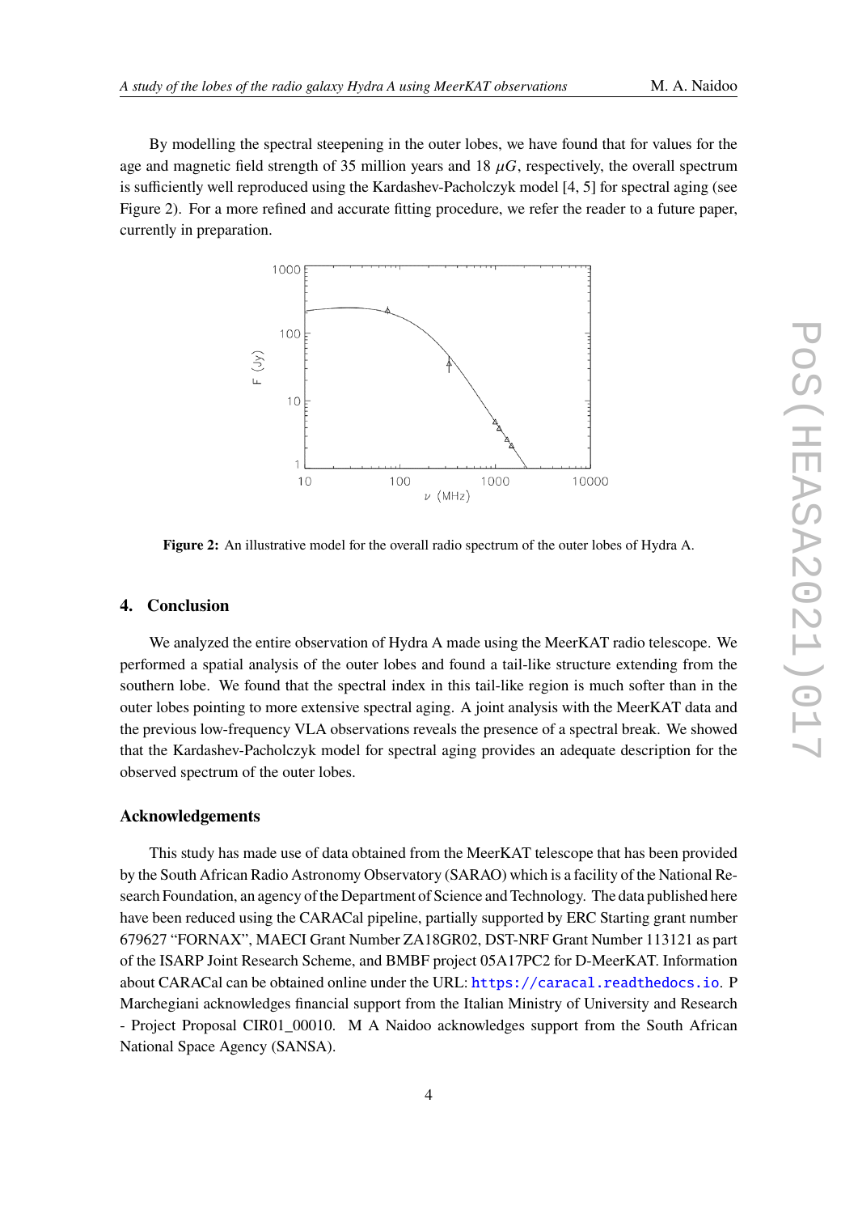By modelling the spectral steepening in the outer lobes, we have found that for values for the age and magnetic field strength of 35 million years and 18 $\mu G$, respectively, the overall spectrum is sufficiently well reproduced using the Kardashev-Pacholczyk model [4, 5] for spectral aging (see Figure 2). For a more refined and accurate fitting procedure, we refer the reader to a future paper, currently in preparation.

**Figure 2:** An illustrative model for the overall radio spectrum of the outer lobes of Hydra A.

## 4. Conclusion

We analyzed the entire observation of Hydra A made using the MeerKAT radio telescope. We performed a spatial analysis of the outer lobes and found a tail-like structure extending from the southern lobe. We found that the spectral index in this tail-like region is much softer than in the outer lobes pointing to more extensive spectral aging. A joint analysis with the MeerKAT data and the previous low-frequency VLA observations reveals the presence of a spectral break. We showed that the Kardashev-Pacholczyk model for spectral aging provides an adequate description for the observed spectrum of the outer lobes.

## Acknowledgements

This study has made use of data obtained from the MeerKAT telescope that has been provided by the South African Radio Astronomy Observatory (SARAO) which is a facility of the National Research Foundation, an agency of the Department of Science and Technology. The data published here have been reduced using the CARACal pipeline, partially supported by ERC Starting grant number 679627 "FORNAX", MAECI Grant Number ZA18GR02, DST-NRF Grant Number 113121 as part of the ISARP Joint Research Scheme, and BMBF project 05A17PC2 for D-MeerKAT. Information about CARACal can be obtained online under the URL: https://caracal.readthedocs.io. P Marchegiani acknowledges financial support from the Italian Ministry of University and Research - Project Proposal CIR01_00010. M A Naidoo acknowledges support from the South African National Space Agency (SANSA).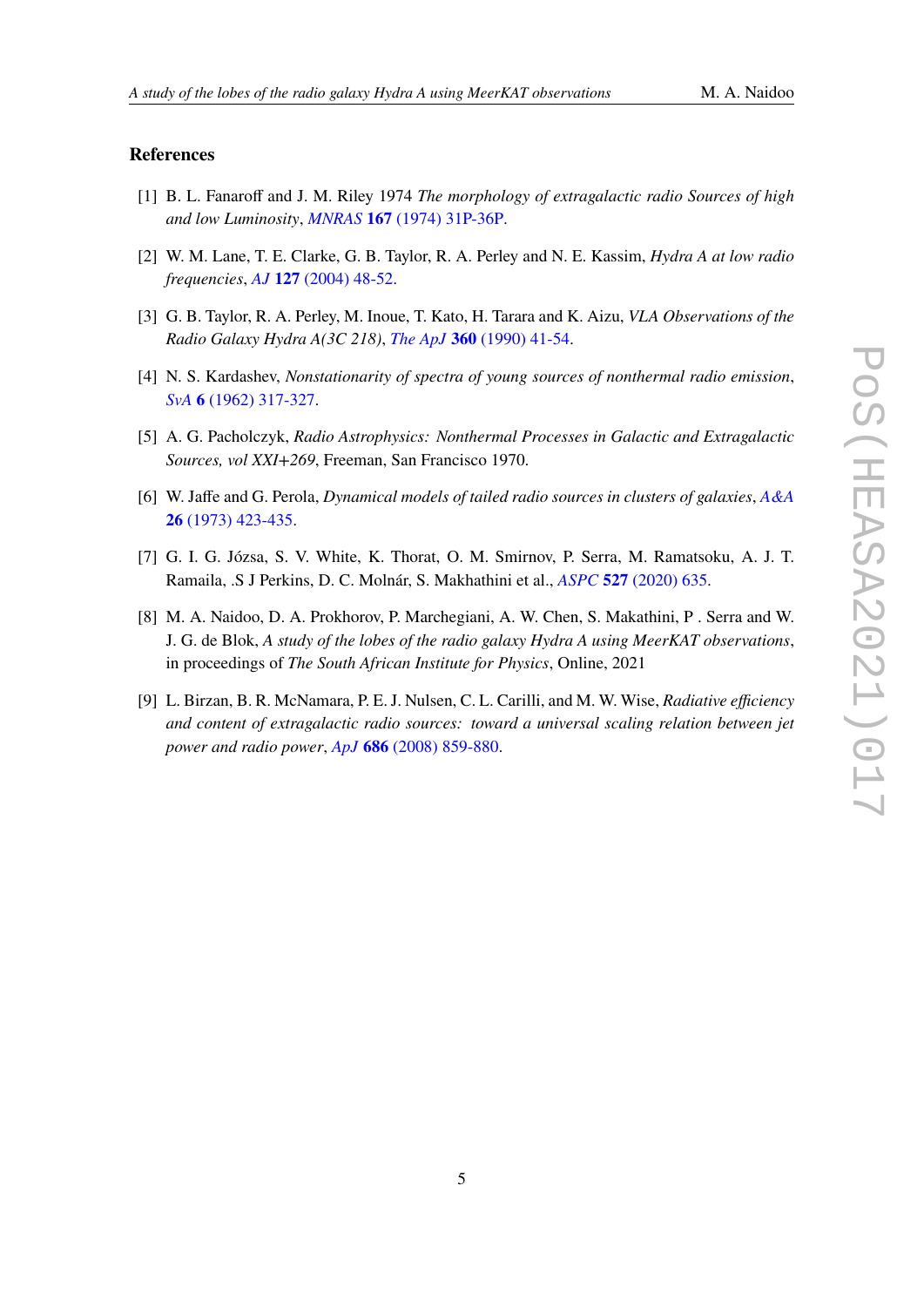## References

[1] B. L. Fanaroff and J. M. Riley 1974 *The morphology of extragalactic radio Sources of high and low Luminosity*, *MNRAS* **167** (1974) 31P-36P.

[2] W. M. Lane, T. E. Clarke, G. B. Taylor, R. A. Perley and N. E. Kassim, *Hydra A at low radio frequencies*, *AJ* **127** (2004) 48-52.

[3] G. B. Taylor, R. A. Perley, M. Inoue, T. Kato, H. Tarara and K. Aizu, *VLA Observations of the Radio Galaxy Hydra A(3C 218)*, *The ApJ* **360** (1990) 41-54.

[4] N. S. Kardashev, *Nonstationarity of spectra of young sources of nonthermal radio emission*, *SvA* **6** (1962) 317-327.

[5] A. G. Pacholczyk, *Radio Astrophysics: Nonthermal Processes in Galactic and Extragalactic Sources, vol XXI+269*, Freeman, San Francisco 1970.

[6] W. Jaffe and G. Perola, *Dynamical models of tailed radio sources in clusters of galaxies*, *A&A* **26** (1973) 423-435.

[7] G. I. G. Józsa, S. V. White, K. Thorat, O. M. Smirnov, P. Serra, M. Ramatsoku, A. J. T. Ramaila, .S J Perkins, D. C. Molnár, S. Makhathini et al., *ASPC* **527** (2020) 635.

[8] M. A. Naidoo, D. A. Prokhorov, P. Marchegiani, A. W. Chen, S. Makathini, P . Serra and W. J. G. de Blok, *A study of the lobes of the radio galaxy Hydra A using MeerKAT observations*, in proceedings of *The South African Institute for Physics*, Online, 2021

[9] L. Birzan, B. R. McNamara, P. E. J. Nulsen, C. L. Carilli, and M. W. Wise, *Radiative efficiency and content of extragalactic radio sources: toward a universal scaling relation between jet power and radio power*, *ApJ* **686** (2008) 859-880.